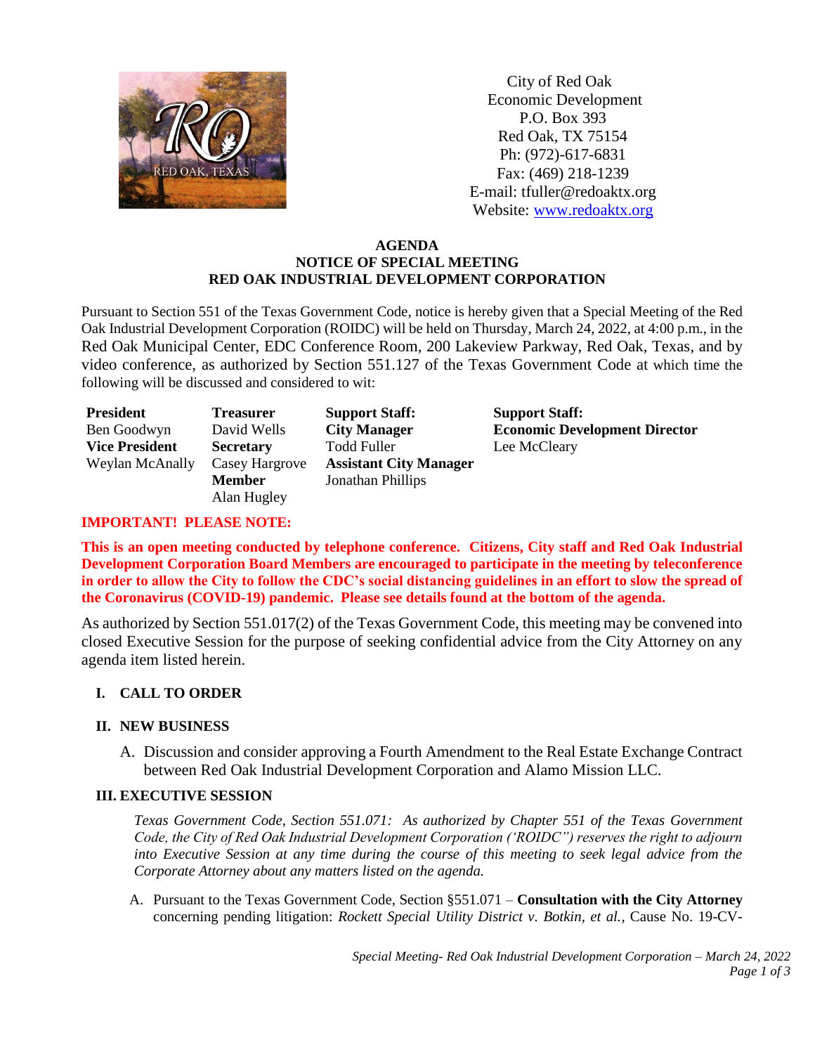City of Red Oak
Economic Development
P.O. Box 393
Red Oak, TX 75154
Ph: (972)-617-6831
Fax: (469) 218-1239
E-mail: tfuller@redoaktx.org
Website: [www.redoaktx.org](http://www.redoaktx.org)

**AGENDA**
**NOTICE OF SPECIAL MEETING**
**RED OAK INDUSTRIAL DEVELOPMENT CORPORATION**

Pursuant to Section 551 of the Texas Government Code, notice is hereby given that a Special Meeting of the Red Oak Industrial Development Corporation (ROIDC) will be held on Thursday, March 24, 2022, at 4:00 p.m., in the Red Oak Municipal Center, EDC Conference Room, 200 Lakeview Parkway, Red Oak, Texas, and by video conference, as authorized by Section 551.127 of the Texas Government Code at which time the following will be discussed and considered to wit:

**President**
Ben Goodwyn
**Vice President**
Weylan McAnally

**Treasurer**
David Wells
**Secretary**
Casey Hargrove
**Member**
Alan Hugley

**Support Staff:**
**City Manager**
Todd Fuller
**Assistant City Manager**
Jonathan Phillips

**Support Staff:**
**Economic Development Director**
Lee McCleary

**IMPORTANT! PLEASE NOTE:**

**This is an open meeting conducted by telephone conference. Citizens, City staff and Red Oak Industrial Development Corporation Board Members are encouraged to participate in the meeting by teleconference in order to allow the City to follow the CDC's social distancing guidelines in an effort to slow the spread of the Coronavirus (COVID-19) pandemic. Please see details found at the bottom of the agenda.**

As authorized by Section 551.017(2) of the Texas Government Code, this meeting may be convened into closed Executive Session for the purpose of seeking confidential advice from the City Attorney on any agenda item listed herein.

## I. CALL TO ORDER

## II. NEW BUSINESS

A. Discussion and consider approving a Fourth Amendment to the Real Estate Exchange Contract between Red Oak Industrial Development Corporation and Alamo Mission LLC.

## III. EXECUTIVE SESSION

*Texas Government Code, Section 551.071: As authorized by Chapter 551 of the Texas Government Code, the City of Red Oak Industrial Development Corporation ('ROIDC") reserves the right to adjourn into Executive Session at any time during the course of this meeting to seek legal advice from the Corporate Attorney about any matters listed on the agenda.*

A. Pursuant to the Texas Government Code, Section §551.071 – **Consultation with the City Attorney** concerning pending litigation: *Rockett Special Utility District v. Botkin, et al.*, Cause No. 19-CV-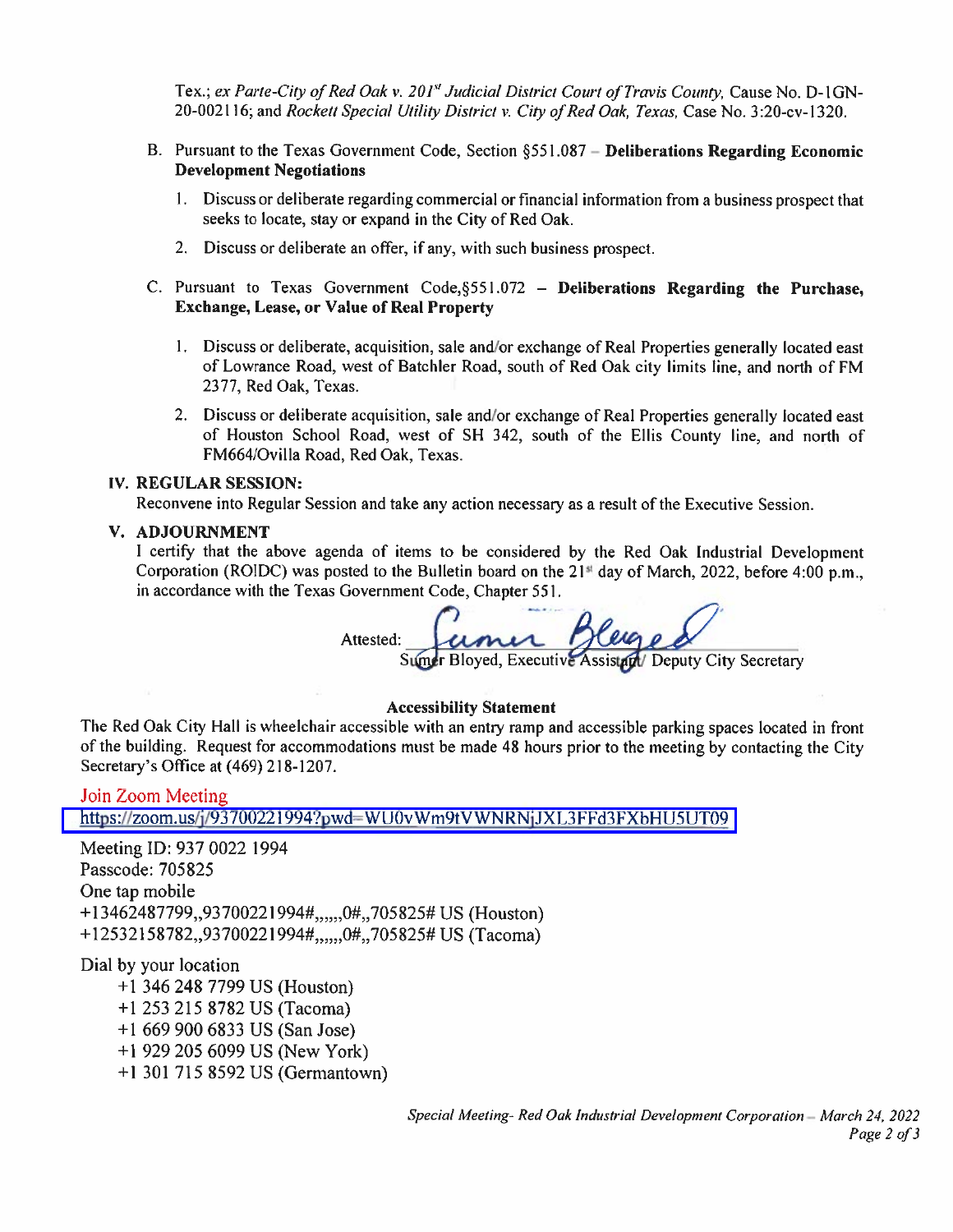Tex.; *ex Parte-City of Red Oak v. 201st Judicial District Court of Travis County,* Cause No. D-1GN-20-002116; and *Rockett Special Utility District v. City of Red Oak, Texas,* Case No. 3:20-cv-1320.

B. Pursuant to the Texas Government Code, Section §551.087 – **Deliberations Regarding Economic Development Negotiations**

1. Discuss or deliberate regarding commercial or financial information from a business prospect that seeks to locate, stay or expand in the City of Red Oak.
2. Discuss or deliberate an offer, if any, with such business prospect.

C. Pursuant to Texas Government Code,§551.072 – **Deliberations Regarding the Purchase, Exchange, Lease, or Value of Real Property**

1. Discuss or deliberate, acquisition, sale and/or exchange of Real Properties generally located east of Lowrance Road, west of Batchler Road, south of Red Oak city limits line, and north of FM 2377, Red Oak, Texas.
2. Discuss or deliberate acquisition, sale and/or exchange of Real Properties generally located east of Houston School Road, west of SH 342, south of the Ellis County line, and north of FM664/Ovilla Road, Red Oak, Texas.

## IV. REGULAR SESSION:

Reconvene into Regular Session and take any action necessary as a result of the Executive Session.

## V. ADJOURNMENT

I certify that the above agenda of items to be considered by the Red Oak Industrial Development Corporation (ROIDC) was posted to the Bulletin board on the 21st day of March, 2022, before 4:00 p.m., in accordance with the Texas Government Code, Chapter 551.

Attested: *[signature]*
Sumer Bloyed, Executive Assistant/ Deputy City Secretary

**Accessibility Statement**

The Red Oak City Hall is wheelchair accessible with an entry ramp and accessible parking spaces located in front of the building. Request for accommodations must be made 48 hours prior to the meeting by contacting the City Secretary's Office at (469) 218-1207.

Join Zoom Meeting
https://zoom.us/j/93700221994?pwd=WU0vWm9tVWNRNjJXL3FFd3FXbHU5UT09

Meeting ID: 937 0022 1994
Passcode: 705825
One tap mobile
+13462487799,,93700221994#,,,,,,0#,,705825# US (Houston)
+12532158782,,93700221994#,,,,,,0#,,705825# US (Tacoma)

Dial by your location
+1 346 248 7799 US (Houston)
+1 253 215 8782 US (Tacoma)
+1 669 900 6833 US (San Jose)
+1 929 205 6099 US (New York)
+1 301 715 8592 US (Germantown)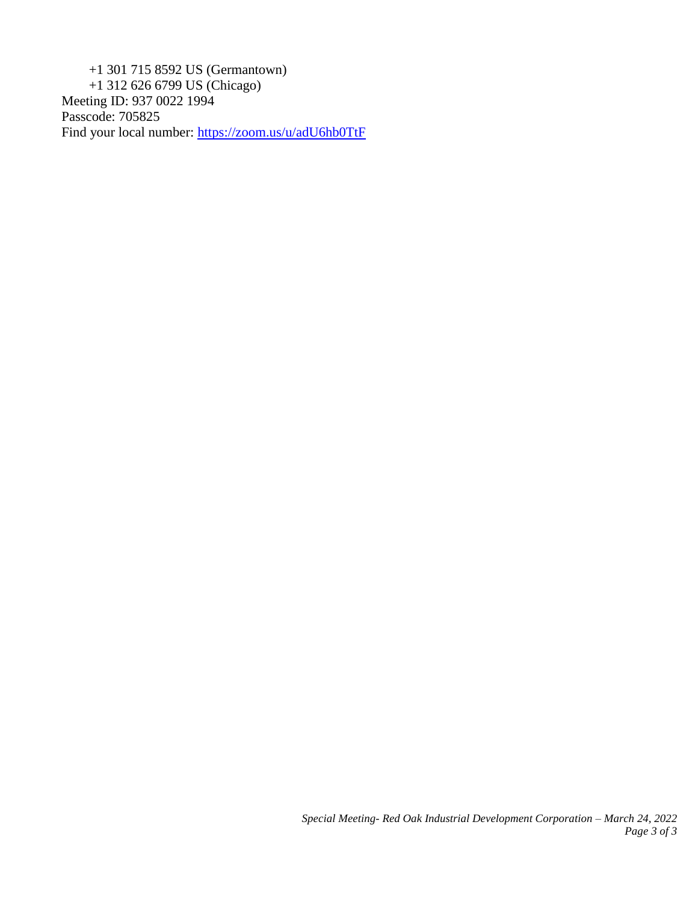+1 301 715 8592 US (Germantown)
+1 312 626 6799 US (Chicago)

Meeting ID: 937 0022 1994
Passcode: 705825
Find your local number: [https://zoom.us/u/adU6hb0TtF](https://zoom.us/u/adU6hb0TtF)